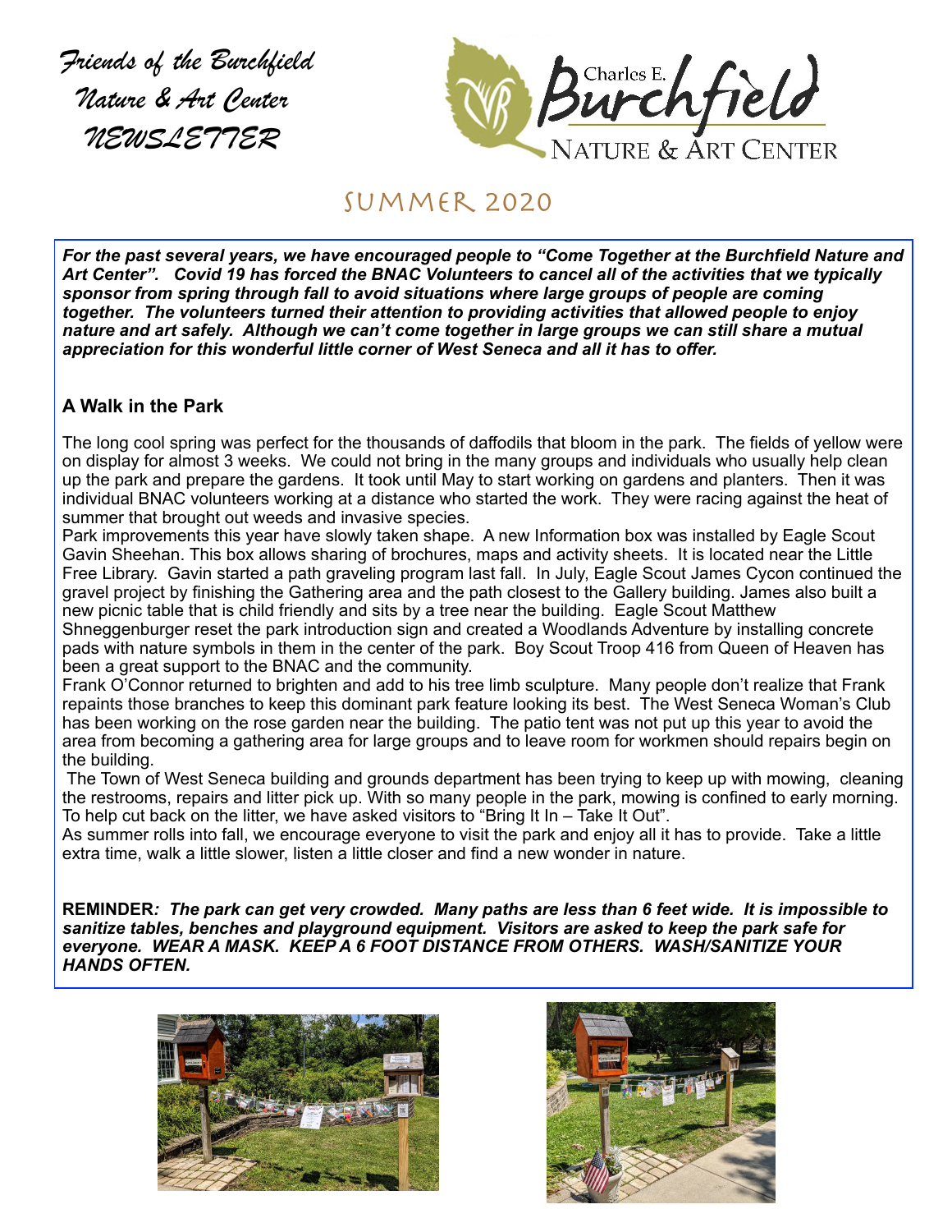# Friends of the Burchfield Nature & Art Center NEWSLETTER

Charles E. Burchfield
NATURE & ART CENTER

## SUMMER 2020

***For the past several years, we have encouraged people to "Come Together at the Burchfield Nature and Art Center". Covid 19 has forced the BNAC Volunteers to cancel all of the activities that we typically sponsor from spring through fall to avoid situations where large groups of people are coming together. The volunteers turned their attention to providing activities that allowed people to enjoy nature and art safely. Although we can't come together in large groups we can still share a mutual appreciation for this wonderful little corner of West Seneca and all it has to offer.***

### A Walk in the Park

The long cool spring was perfect for the thousands of daffodils that bloom in the park. The fields of yellow were on display for almost 3 weeks. We could not bring in the many groups and individuals who usually help clean up the park and prepare the gardens. It took until May to start working on gardens and planters. Then it was individual BNAC volunteers working at a distance who started the work. They were racing against the heat of summer that brought out weeds and invasive species.

Park improvements this year have slowly taken shape. A new Information box was installed by Eagle Scout Gavin Sheehan. This box allows sharing of brochures, maps and activity sheets. It is located near the Little Free Library. Gavin started a path graveling program last fall. In July, Eagle Scout James Cycon continued the gravel project by finishing the Gathering area and the path closest to the Gallery building. James also built a new picnic table that is child friendly and sits by a tree near the building. Eagle Scout Matthew Shneggenburger reset the park introduction sign and created a Woodlands Adventure by installing concrete pads with nature symbols in them in the center of the park. Boy Scout Troop 416 from Queen of Heaven has been a great support to the BNAC and the community.

Frank O'Connor returned to brighten and add to his tree limb sculpture. Many people don't realize that Frank repaints those branches to keep this dominant park feature looking its best. The West Seneca Woman's Club has been working on the rose garden near the building. The patio tent was not put up this year to avoid the area from becoming a gathering area for large groups and to leave room for workmen should repairs begin on the building.

The Town of West Seneca building and grounds department has been trying to keep up with mowing, cleaning the restrooms, repairs and litter pick up. With so many people in the park, mowing is confined to early morning. To help cut back on the litter, we have asked visitors to "Bring It In – Take It Out".

As summer rolls into fall, we encourage everyone to visit the park and enjoy all it has to provide. Take a little extra time, walk a little slower, listen a little closer and find a new wonder in nature.

**REMINDER*: The park can get very crowded. Many paths are less than 6 feet wide. It is impossible to sanitize tables, benches and playground equipment. Visitors are asked to keep the park safe for everyone. WEAR A MASK. KEEP A 6 FOOT DISTANCE FROM OTHERS. WASH/SANITIZE YOUR HANDS OFTEN.***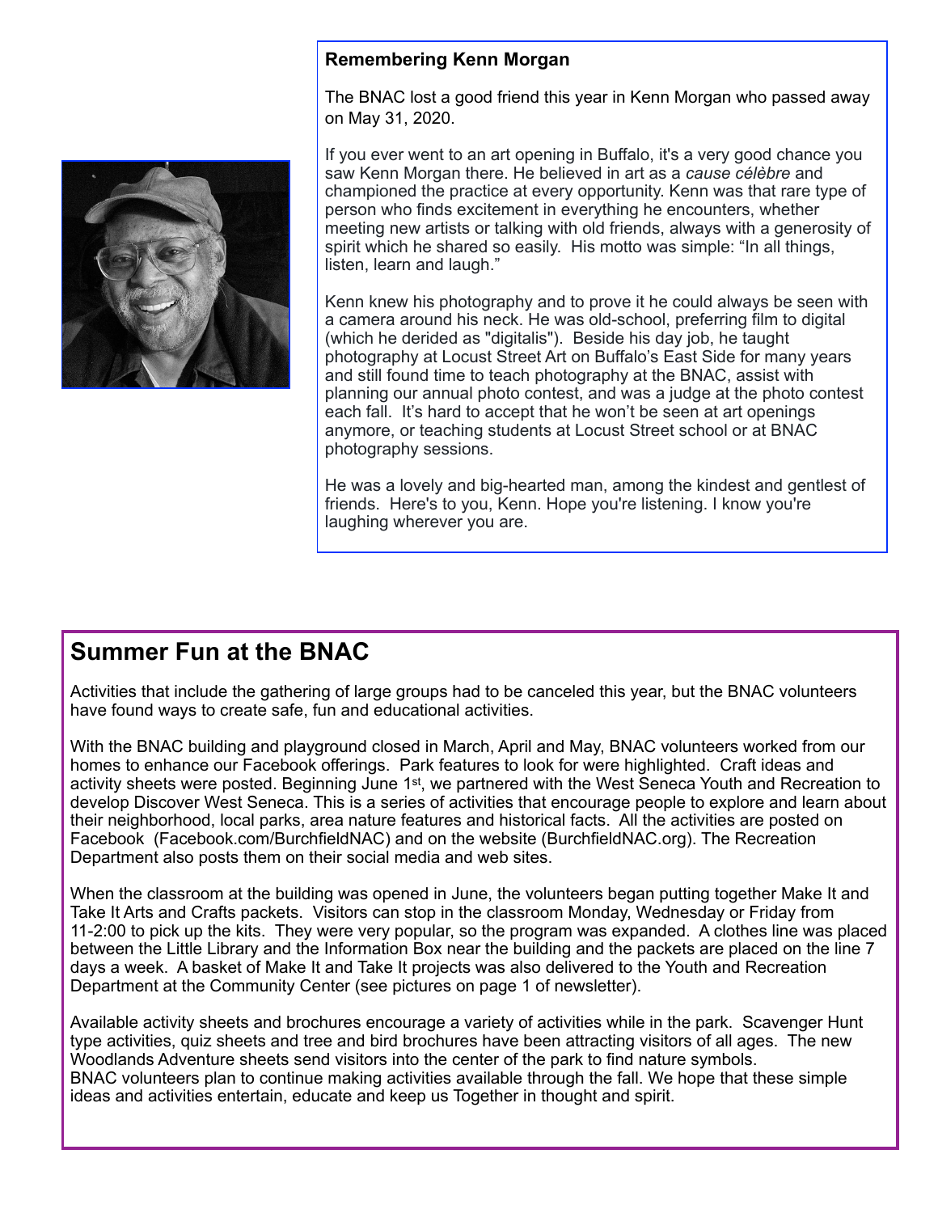**Remembering Kenn Morgan**

The BNAC lost a good friend this year in Kenn Morgan who passed away on May 31, 2020.

If you ever went to an art opening in Buffalo, it's a very good chance you saw Kenn Morgan there. He believed in art as a *cause célèbre* and championed the practice at every opportunity. Kenn was that rare type of person who finds excitement in everything he encounters, whether meeting new artists or talking with old friends, always with a generosity of spirit which he shared so easily. His motto was simple: "In all things, listen, learn and laugh."

Kenn knew his photography and to prove it he could always be seen with a camera around his neck. He was old-school, preferring film to digital (which he derided as "digitalis"). Beside his day job, he taught photography at Locust Street Art on Buffalo's East Side for many years and still found time to teach photography at the BNAC, assist with planning our annual photo contest, and was a judge at the photo contest each fall. It's hard to accept that he won't be seen at art openings anymore, or teaching students at Locust Street school or at BNAC photography sessions.

He was a lovely and big-hearted man, among the kindest and gentlest of friends. Here's to you, Kenn. Hope you're listening. I know you're laughing wherever you are.

## Summer Fun at the BNAC

Activities that include the gathering of large groups had to be canceled this year, but the BNAC volunteers have found ways to create safe, fun and educational activities.

With the BNAC building and playground closed in March, April and May, BNAC volunteers worked from our homes to enhance our Facebook offerings. Park features to look for were highlighted. Craft ideas and activity sheets were posted. Beginning June 1st, we partnered with the West Seneca Youth and Recreation to develop Discover West Seneca. This is a series of activities that encourage people to explore and learn about their neighborhood, local parks, area nature features and historical facts. All the activities are posted on Facebook (Facebook.com/BurchfieldNAC) and on the website (BurchfieldNAC.org). The Recreation Department also posts them on their social media and web sites.

When the classroom at the building was opened in June, the volunteers began putting together Make It and Take It Arts and Crafts packets. Visitors can stop in the classroom Monday, Wednesday or Friday from 11-2:00 to pick up the kits. They were very popular, so the program was expanded. A clothes line was placed between the Little Library and the Information Box near the building and the packets are placed on the line 7 days a week. A basket of Make It and Take It projects was also delivered to the Youth and Recreation Department at the Community Center (see pictures on page 1 of newsletter).

Available activity sheets and brochures encourage a variety of activities while in the park. Scavenger Hunt type activities, quiz sheets and tree and bird brochures have been attracting visitors of all ages. The new Woodlands Adventure sheets send visitors into the center of the park to find nature symbols.
BNAC volunteers plan to continue making activities available through the fall. We hope that these simple ideas and activities entertain, educate and keep us Together in thought and spirit.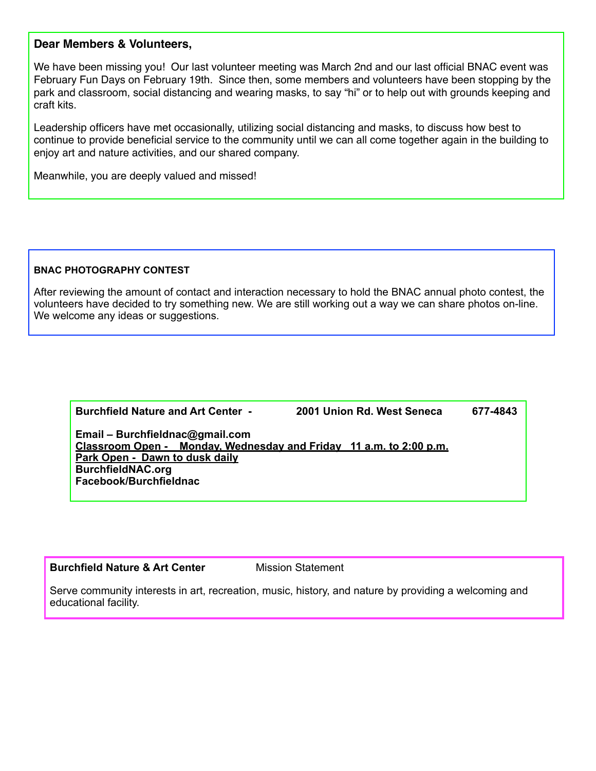**Dear Members & Volunteers,**

We have been missing you! Our last volunteer meeting was March 2nd and our last official BNAC event was February Fun Days on February 19th. Since then, some members and volunteers have been stopping by the park and classroom, social distancing and wearing masks, to say "hi" or to help out with grounds keeping and craft kits.

Leadership officers have met occasionally, utilizing social distancing and masks, to discuss how best to continue to provide beneficial service to the community until we can all come together again in the building to enjoy art and nature activities, and our shared company.

Meanwhile, you are deeply valued and missed!

**BNAC PHOTOGRAPHY CONTEST**

After reviewing the amount of contact and interaction necessary to hold the BNAC annual photo contest, the volunteers have decided to try something new. We are still working out a way we can share photos on-line. We welcome any ideas or suggestions.

**Burchfield Nature and Art Center - 2001 Union Rd. West Seneca 677-4843**

**Email – Burchfieldnac@gmail.com**
**Classroom Open - Monday, Wednesday and Friday 11 a.m. to 2:00 p.m.**
**Park Open - Dawn to dusk daily**
**BurchfieldNAC.org**
**Facebook/Burchfieldnac**

**Burchfield Nature & Art Center** Mission Statement

Serve community interests in art, recreation, music, history, and nature by providing a welcoming and educational facility.